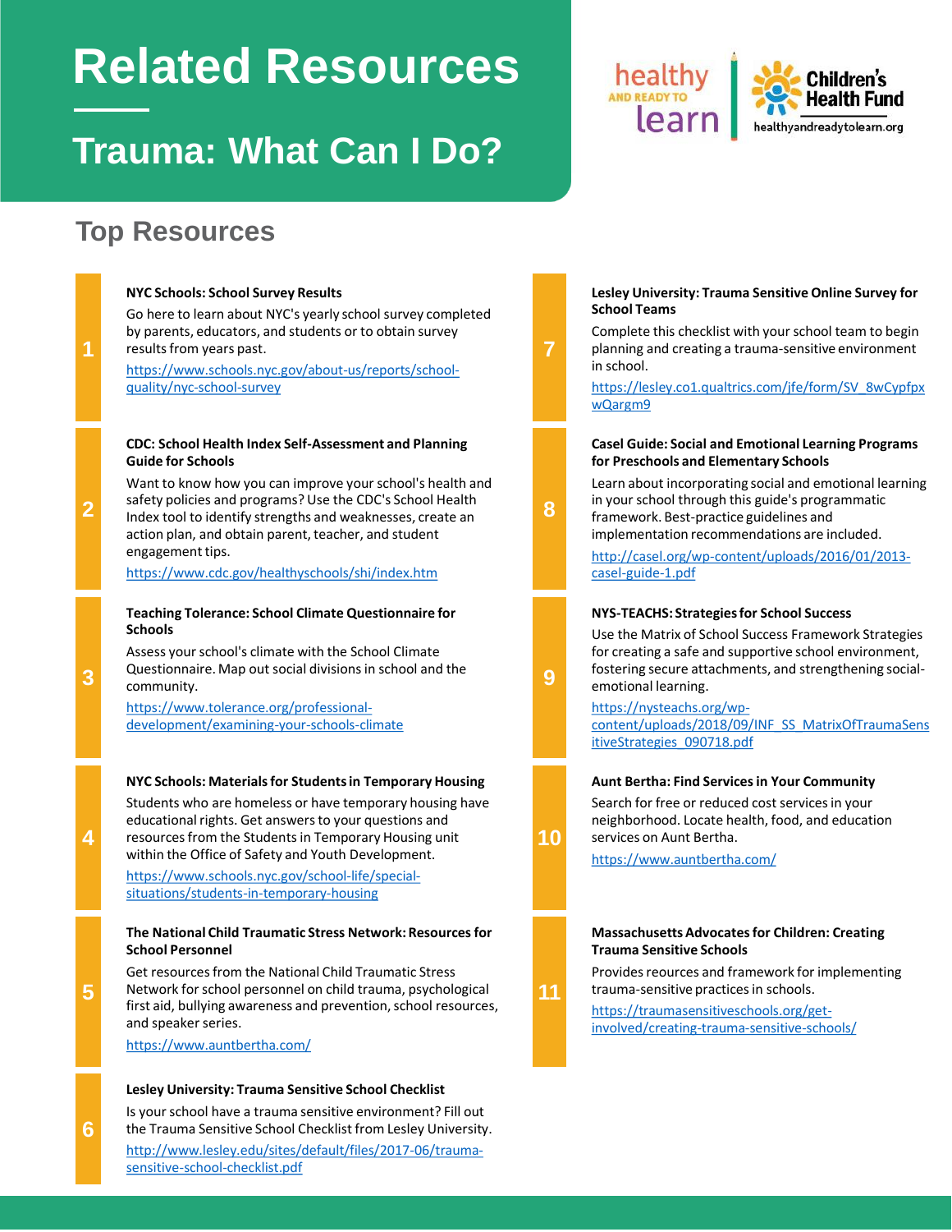# Related Resources

## Trauma: What Can I Do?

healthy AND READY TO learn | Children's Health Fund | healthyandreadytolearn.org

## Top Resources

**1**

**NYC Schools: School Survey Results**

Go here to learn about NYC's yearly school survey completed by parents, educators, and students or to obtain survey results from years past.

https://www.schools.nyc.gov/about-us/reports/school-quality/nyc-school-survey

**2**

**CDC: School Health Index Self-Assessment and Planning Guide for Schools**

Want to know how you can improve your school's health and safety policies and programs? Use the CDC's School Health Index tool to identify strengths and weaknesses, create an action plan, and obtain parent, teacher, and student engagement tips.

https://www.cdc.gov/healthyschools/shi/index.htm

**3**

**Teaching Tolerance: School Climate Questionnaire for Schools**

Assess your school's climate with the School Climate Questionnaire. Map out social divisions in school and the community.

https://www.tolerance.org/professional-development/examining-your-schools-climate

**4**

**NYC Schools: Materials for Students in Temporary Housing**

Students who are homeless or have temporary housing have educational rights. Get answers to your questions and resources from the Students in Temporary Housing unit within the Office of Safety and Youth Development.

https://www.schools.nyc.gov/school-life/special-situations/students-in-temporary-housing

**5**

**The National Child Traumatic Stress Network: Resources for School Personnel**

Get resources from the National Child Traumatic Stress Network for school personnel on child trauma, psychological first aid, bullying awareness and prevention, school resources, and speaker series.

https://www.auntbertha.com/

**6**

**Lesley University: Trauma Sensitive School Checklist**

Is your school have a trauma sensitive environment? Fill out the Trauma Sensitive School Checklist from Lesley University.

http://www.lesley.edu/sites/default/files/2017-06/trauma-sensitive-school-checklist.pdf

**7**

**Lesley University: Trauma Sensitive Online Survey for School Teams**

Complete this checklist with your school team to begin planning and creating a trauma-sensitive environment in school.

https://lesley.co1.qualtrics.com/jfe/form/SV_8wCypfpxwQargm9

**8**

**Casel Guide: Social and Emotional Learning Programs for Preschools and Elementary Schools**

Learn about incorporating social and emotional learning in your school through this guide's programmatic framework. Best-practice guidelines and implementation recommendations are included.

http://casel.org/wp-content/uploads/2016/01/2013-casel-guide-1.pdf

**9**

**NYS-TEACHS: Strategies for School Success**

Use the Matrix of School Success Framework Strategies for creating a safe and supportive school environment, fostering secure attachments, and strengthening social-emotional learning.

https://nysteachs.org/wp-content/uploads/2018/09/INF_SS_MatrixOfTraumaSensitiveStrategies_090718.pdf

**10**

**Aunt Bertha: Find Services in Your Community**

Search for free or reduced cost services in your neighborhood. Locate health, food, and education services on Aunt Bertha.

https://www.auntbertha.com/

**11**

**Massachusetts Advocates for Children: Creating Trauma Sensitive Schools**

Provides reources and framework for implementing trauma-sensitive practices in schools.

https://traumasensitiveschools.org/get-involved/creating-trauma-sensitive-schools/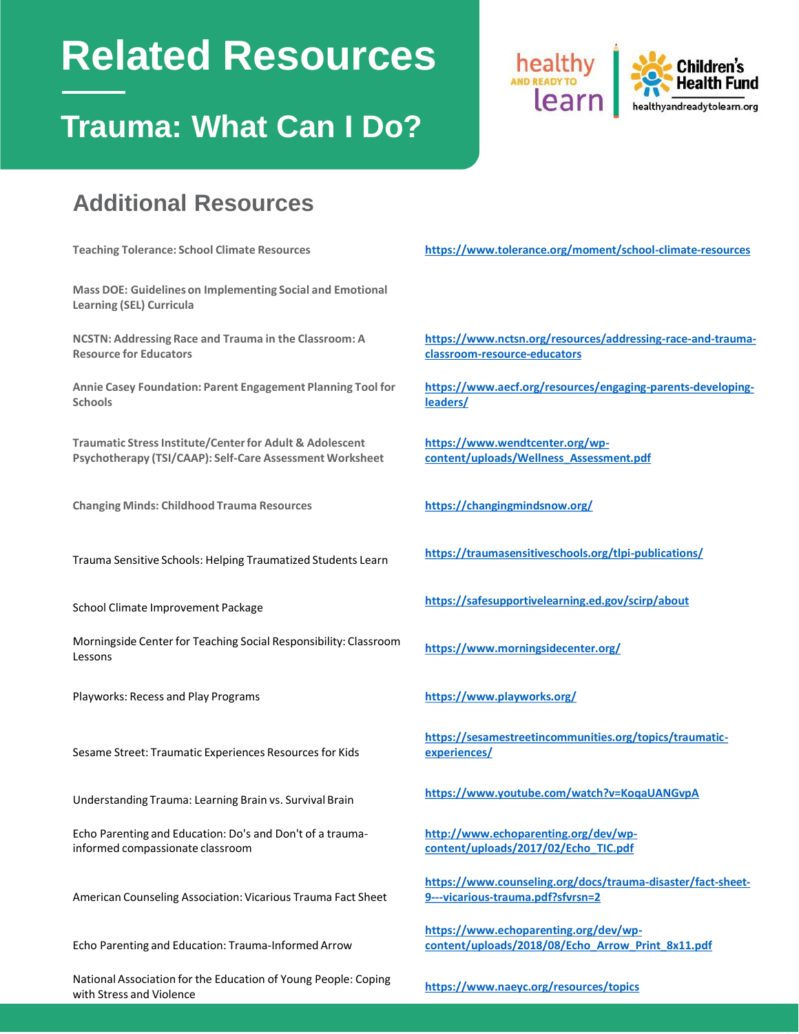# Related Resources

## Trauma: What Can I Do?

healthy AND READY TO learn | Children's Health Fund | healthyandreadytolearn.org

## Additional Resources

| | |
|---|---|
| **Teaching Tolerance: School Climate Resources** | https://www.tolerance.org/moment/school-climate-resources |
| **Mass DOE: Guidelines on Implementing Social and Emotional Learning (SEL) Curricula** | |
| **NCSTN: Addressing Race and Trauma in the Classroom: A Resource for Educators** | https://www.nctsn.org/resources/addressing-race-and-trauma-classroom-resource-educators |
| **Annie Casey Foundation: Parent Engagement Planning Tool for Schools** | https://www.aecf.org/resources/engaging-parents-developing-leaders/ |
| **Traumatic Stress Institute/Center for Adult & Adolescent Psychotherapy (TSI/CAAP): Self-Care Assessment Worksheet** | https://www.wendtcenter.org/wp-content/uploads/Wellness_Assessment.pdf |
| **Changing Minds: Childhood Trauma Resources** | https://changingmindsnow.org/ |
| Trauma Sensitive Schools: Helping Traumatized Students Learn | https://traumasensitiveschools.org/tlpi-publications/ |
| School Climate Improvement Package | https://safesupportivelearning.ed.gov/scirp/about |
| Morningside Center for Teaching Social Responsibility: Classroom Lessons | https://www.morningsidecenter.org/ |
| Playworks: Recess and Play Programs | https://www.playworks.org/ |
| Sesame Street: Traumatic Experiences Resources for Kids | https://sesamestreetincommunities.org/topics/traumatic-experiences/ |
| Understanding Trauma: Learning Brain vs. Survival Brain | https://www.youtube.com/watch?v=KoqaUANGvpA |
| Echo Parenting and Education: Do's and Don't of a trauma-informed compassionate classroom | http://www.echoparenting.org/dev/wp-content/uploads/2017/02/Echo_TIC.pdf |
| American Counseling Association: Vicarious Trauma Fact Sheet | https://www.counseling.org/docs/trauma-disaster/fact-sheet-9---vicarious-trauma.pdf?sfvrsn=2 |
| Echo Parenting and Education: Trauma-Informed Arrow | https://www.echoparenting.org/dev/wp-content/uploads/2018/08/Echo_Arrow_Print_8x11.pdf |
| National Association for the Education of Young People: Coping with Stress and Violence | https://www.naeyc.org/resources/topics |